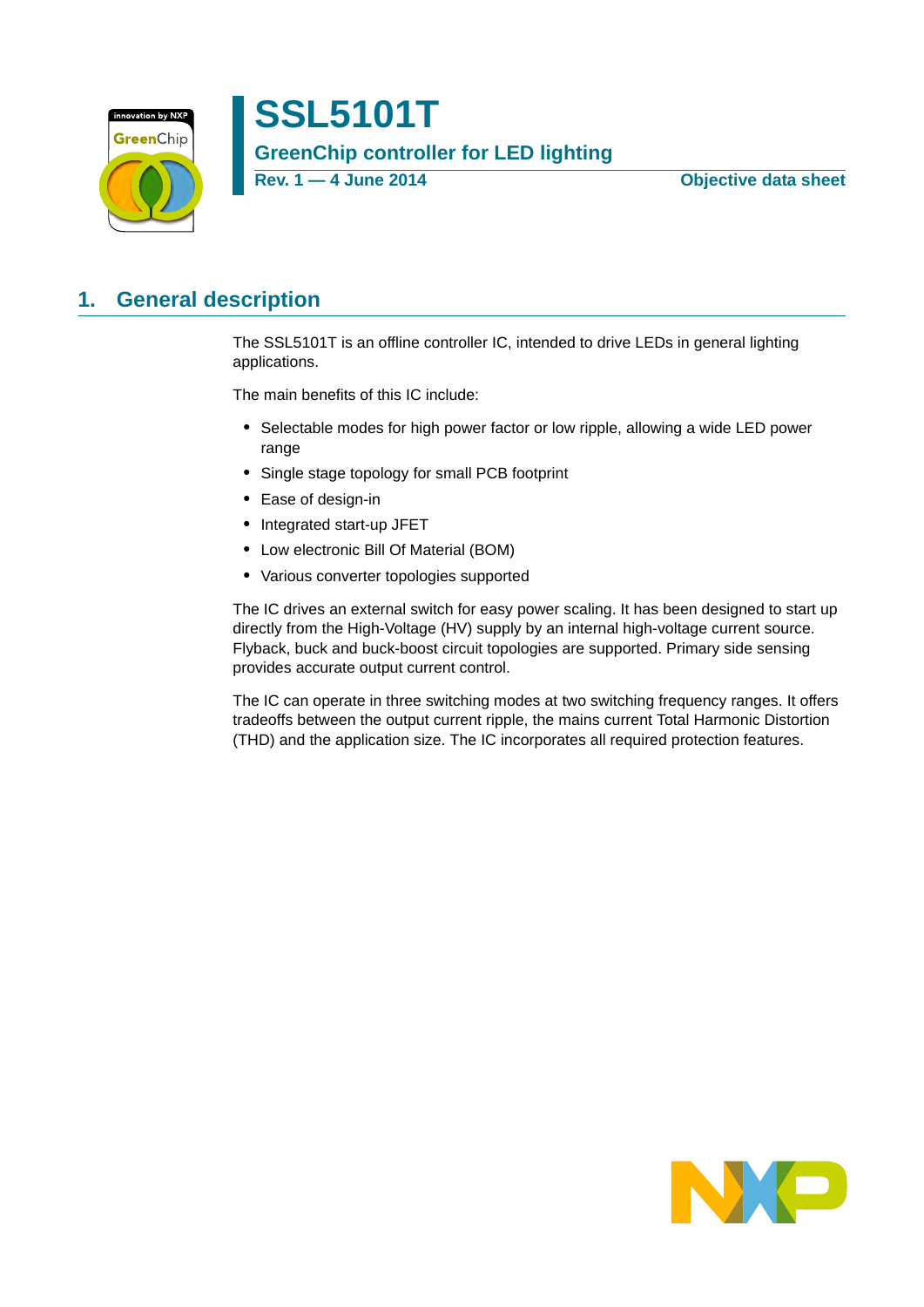# SSL5101T

## GreenChip controller for LED lighting

**Rev. 1 — 4 June 2014** **Objective data sheet**

## 1. General description

The SSL5101T is an offline controller IC, intended to drive LEDs in general lighting applications.

The main benefits of this IC include:

- Selectable modes for high power factor or low ripple, allowing a wide LED power range
- Single stage topology for small PCB footprint
- Ease of design-in
- Integrated start-up JFET
- Low electronic Bill Of Material (BOM)
- Various converter topologies supported

The IC drives an external switch for easy power scaling. It has been designed to start up directly from the High-Voltage (HV) supply by an internal high-voltage current source. Flyback, buck and buck-boost circuit topologies are supported. Primary side sensing provides accurate output current control.

The IC can operate in three switching modes at two switching frequency ranges. It offers tradeoffs between the output current ripple, the mains current Total Harmonic Distortion (THD) and the application size. The IC incorporates all required protection features.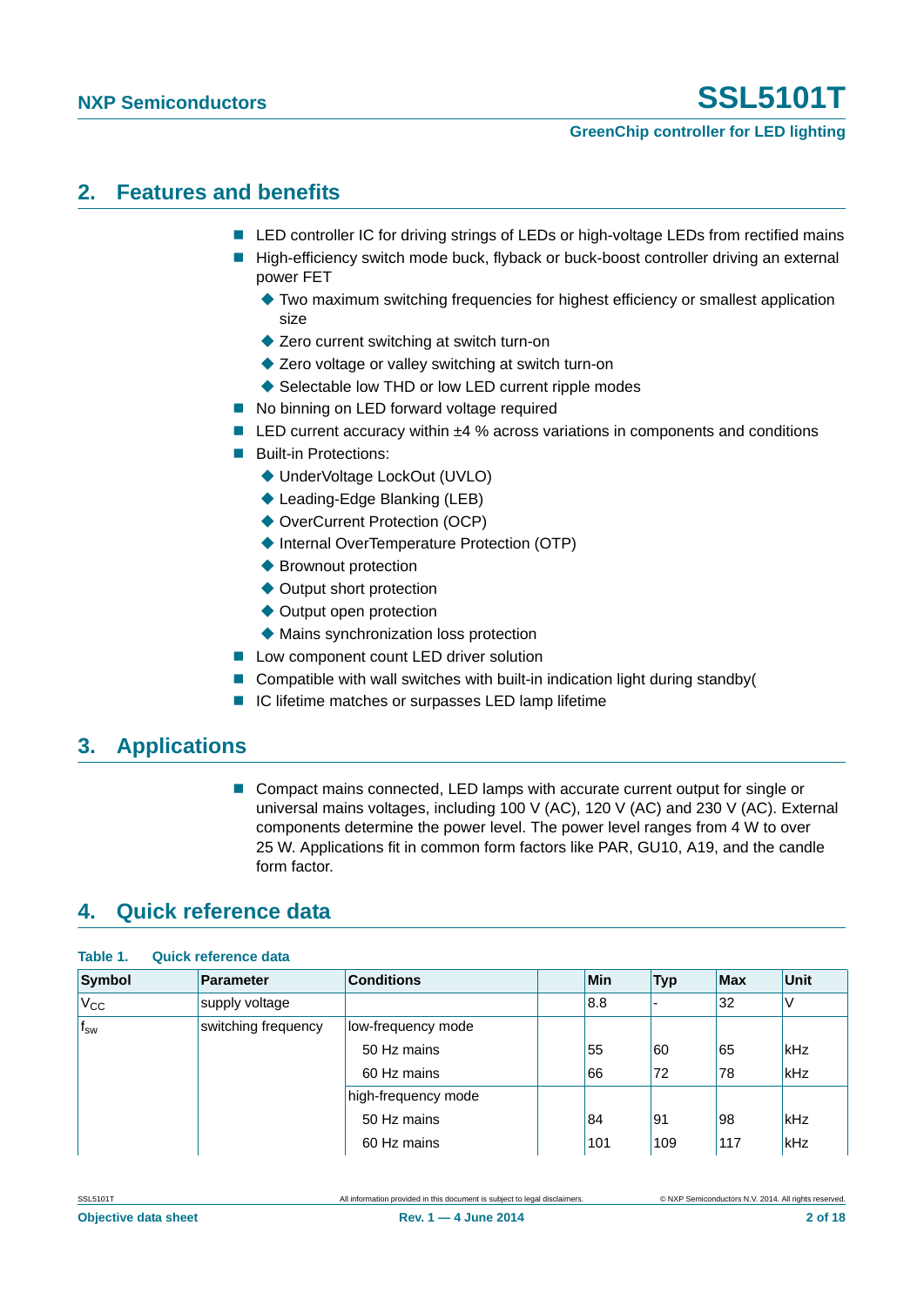## 2. Features and benefits

- LED controller IC for driving strings of LEDs or high-voltage LEDs from rectified mains
- High-efficiency switch mode buck, flyback or buck-boost controller driving an external power FET
    - Two maximum switching frequencies for highest efficiency or smallest application size
    - Zero current switching at switch turn-on
    - Zero voltage or valley switching at switch turn-on
    - Selectable low THD or low LED current ripple modes
- No binning on LED forward voltage required
- LED current accuracy within ±4 % across variations in components and conditions
- Built-in Protections:
    - UnderVoltage LockOut (UVLO)
    - Leading-Edge Blanking (LEB)
    - OverCurrent Protection (OCP)
    - Internal OverTemperature Protection (OTP)
    - Brownout protection
    - Output short protection
    - Output open protection
    - Mains synchronization loss protection
- Low component count LED driver solution
- Compatible with wall switches with built-in indication light during standby(
- IC lifetime matches or surpasses LED lamp lifetime

## 3. Applications

- Compact mains connected, LED lamps with accurate current output for single or universal mains voltages, including 100 V (AC), 120 V (AC) and 230 V (AC). External components determine the power level. The power level ranges from 4 W to over 25 W. Applications fit in common form factors like PAR, GU10, A19, and the candle form factor.

## 4. Quick reference data

**Table 1. Quick reference data**

| Symbol | Parameter | Conditions | | Min | Typ | Max | Unit |
|---|---|---|---|---|---|---|---|
| $V_{CC}$ | supply voltage | | | 8.8 | - | 32 | V |
| $f_{sw}$ | switching frequency | low-frequency mode | | | | | |
| | | 50 Hz mains | | 55 | 60 | 65 | kHz |
| | | 60 Hz mains | | 66 | 72 | 78 | kHz |
| | | high-frequency mode | | | | | |
| | | 50 Hz mains | | 84 | 91 | 98 | kHz |
| | | 60 Hz mains | | 101 | 109 | 117 | kHz |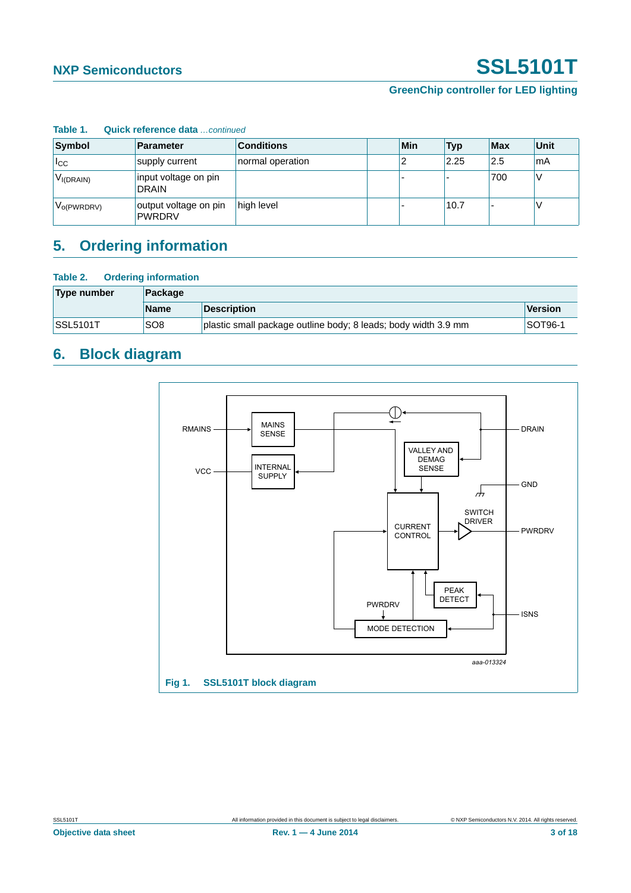**Table 1. Quick reference data** *...continued*

| Symbol | Parameter | Conditions | | Min | Typ | Max | Unit |
|---|---|---|---|---|---|---|---|
| $I_{CC}$ | supply current | normal operation | | 2 | 2.25 | 2.5 | mA |
| $V_{I(DRAIN)}$ | input voltage on pin DRAIN | | | - | - | 700 | V |
| $V_{o(PWRDRV)}$ | output voltage on pin PWRDRV | high level | | - | 10.7 | - | V |

## 5. Ordering information

**Table 2. Ordering information**

| Type number | Package | | |
|---|---|---|---|
| | Name | Description | Version |
| SSL5101T | SO8 | plastic small package outline body; 8 leads; body width 3.9 mm | SOT96-1 |

## 6. Block diagram

aaa-013324

**Fig 1. SSL5101T block diagram**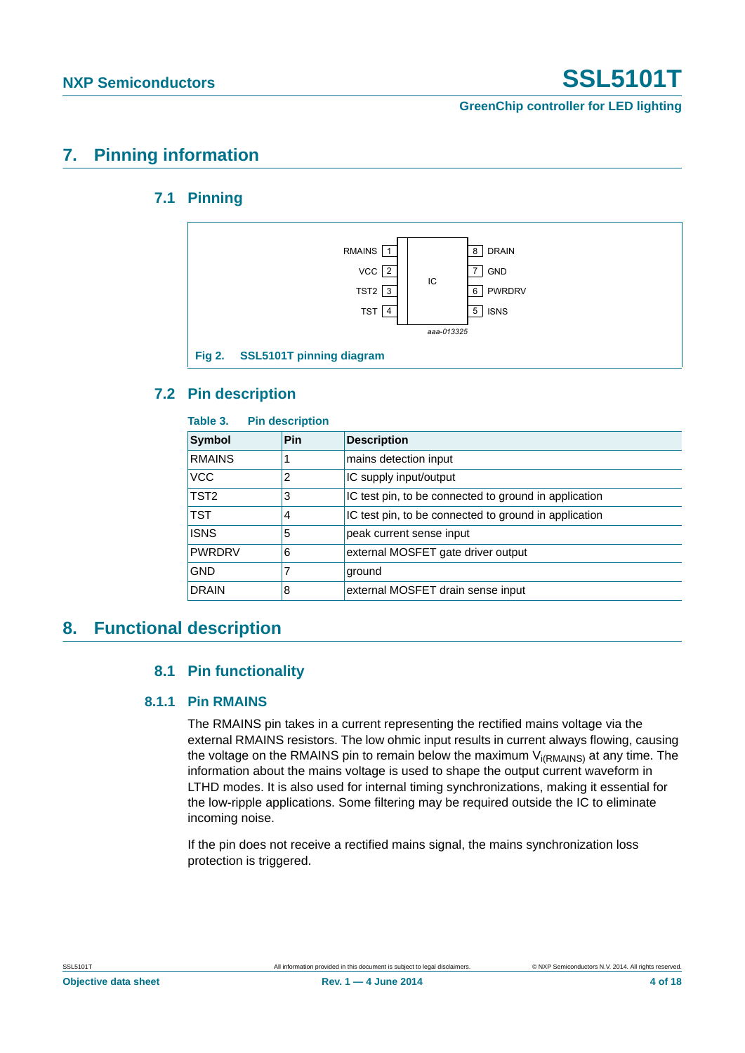# 7. Pinning information

## 7.1 Pinning

RMAINS 1 | 8 DRAIN
VCC 2 | 7 GND
TST2 3 | IC | 6 PWRDRV
TST 4 | 5 ISNS

aaa-013325

**Fig 2. SSL5101T pinning diagram**

## 7.2 Pin description

**Table 3. Pin description**

| Symbol | Pin | Description |
|---|---|---|
| RMAINS | 1 | mains detection input |
| VCC | 2 | IC supply input/output |
| TST2 | 3 | IC test pin, to be connected to ground in application |
| TST | 4 | IC test pin, to be connected to ground in application |
| ISNS | 5 | peak current sense input |
| PWRDRV | 6 | external MOSFET gate driver output |
| GND | 7 | ground |
| DRAIN | 8 | external MOSFET drain sense input |

# 8. Functional description

## 8.1 Pin functionality

### 8.1.1 Pin RMAINS

The RMAINS pin takes in a current representing the rectified mains voltage via the external RMAINS resistors. The low ohmic input results in current always flowing, causing the voltage on the RMAINS pin to remain below the maximum $V_{i(RMAINS)}$ at any time. The information about the mains voltage is used to shape the output current waveform in LTHD modes. It is also used for internal timing synchronizations, making it essential for the low-ripple applications. Some filtering may be required outside the IC to eliminate incoming noise.

If the pin does not receive a rectified mains signal, the mains synchronization loss protection is triggered.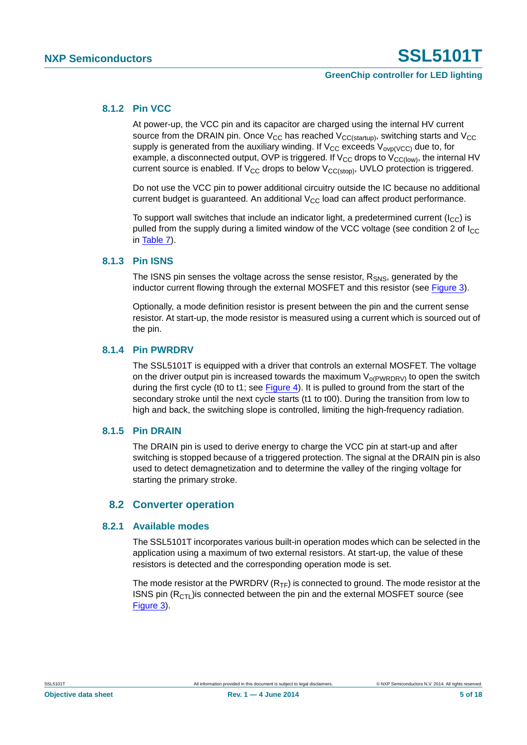### 8.1.2 Pin VCC

At power-up, the VCC pin and its capacitor are charged using the internal HV current source from the DRAIN pin. Once $V_{CC}$ has reached $V_{CC(startup)}$, switching starts and $V_{CC}$ supply is generated from the auxiliary winding. If $V_{CC}$ exceeds $V_{ovp(VCC)}$ due to, for example, a disconnected output, OVP is triggered. If $V_{CC}$ drops to $V_{CC(low)}$, the internal HV current source is enabled. If $V_{CC}$ drops to below $V_{CC(stop)}$, UVLO protection is triggered.

Do not use the VCC pin to power additional circuitry outside the IC because no additional current budget is guaranteed. An additional $V_{CC}$ load can affect product performance.

To support wall switches that include an indicator light, a predetermined current ($I_{CC}$) is pulled from the supply during a limited window of the VCC voltage (see condition 2 of $I_{CC}$ in Table 7).

### 8.1.3 Pin ISNS

The ISNS pin senses the voltage across the sense resistor, $R_{SNS}$, generated by the inductor current flowing through the external MOSFET and this resistor (see Figure 3).

Optionally, a mode definition resistor is present between the pin and the current sense resistor. At start-up, the mode resistor is measured using a current which is sourced out of the pin.

### 8.1.4 Pin PWRDRV

The SSL5101T is equipped with a driver that controls an external MOSFET. The voltage on the driver output pin is increased towards the maximum $V_{o(PWRDRV)}$ to open the switch during the first cycle (t0 to t1; see Figure 4). It is pulled to ground from the start of the secondary stroke until the next cycle starts (t1 to t00). During the transition from low to high and back, the switching slope is controlled, limiting the high-frequency radiation.

### 8.1.5 Pin DRAIN

The DRAIN pin is used to derive energy to charge the VCC pin at start-up and after switching is stopped because of a triggered protection. The signal at the DRAIN pin is also used to detect demagnetization and to determine the valley of the ringing voltage for starting the primary stroke.

## 8.2 Converter operation

### 8.2.1 Available modes

The SSL5101T incorporates various built-in operation modes which can be selected in the application using a maximum of two external resistors. At start-up, the value of these resistors is detected and the corresponding operation mode is set.

The mode resistor at the PWRDRV ($R_{TF}$) is connected to ground. The mode resistor at the ISNS pin ($R_{CTL}$)is connected between the pin and the external MOSFET source (see Figure 3).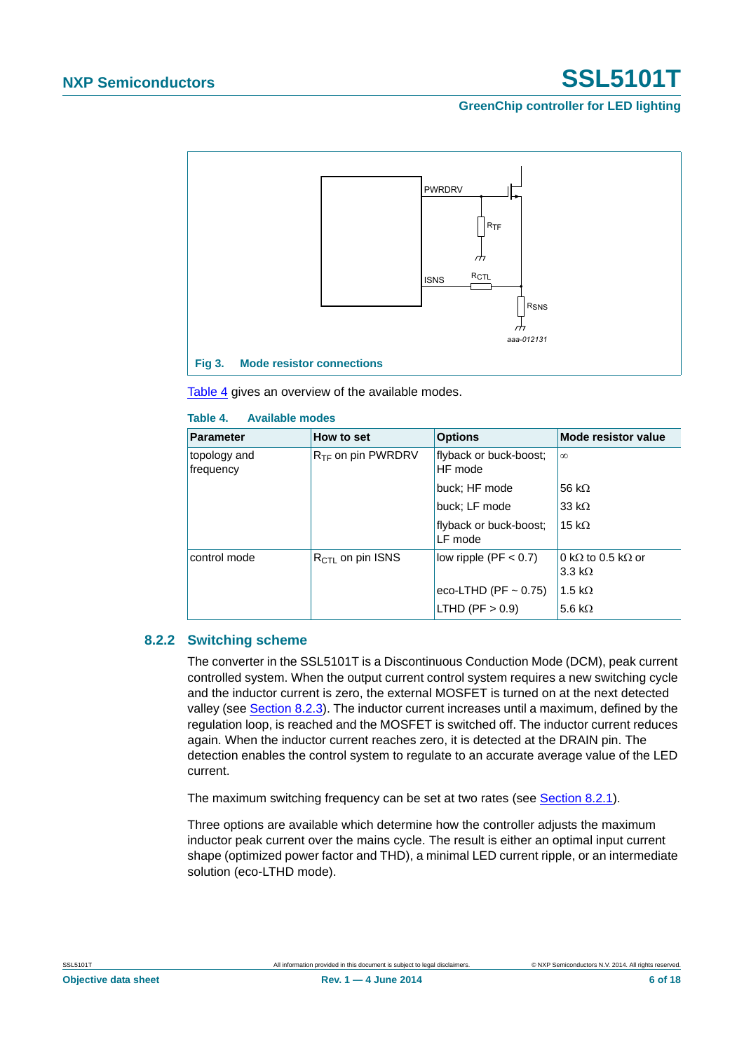Fig 3. Mode resistor connections

Table 4 gives an overview of the available modes.

Table 4. Available modes

| Parameter | How to set | Options | Mode resistor value |
|---|---|---|---|
| topology and frequency | $R_{TF}$ on pin PWRDRV | flyback or buck-boost; HF mode | ∞ |
| | | buck; HF mode | 56 kΩ |
| | | buck; LF mode | 33 kΩ |
| | | flyback or buck-boost; LF mode | 15 kΩ |
| control mode | $R_{CTL}$ on pin ISNS | low ripple (PF < 0.7) | 0 kΩ to 0.5 kΩ or 3.3 kΩ |
| | | eco-LTHD (PF ~ 0.75) | 1.5 kΩ |
| | | LTHD (PF > 0.9) | 5.6 kΩ |

### 8.2.2 Switching scheme

The converter in the SSL5101T is a Discontinuous Conduction Mode (DCM), peak current controlled system. When the output current control system requires a new switching cycle and the inductor current is zero, the external MOSFET is turned on at the next detected valley (see Section 8.2.3). The inductor current increases until a maximum, defined by the regulation loop, is reached and the MOSFET is switched off. The inductor current reduces again. When the inductor current reaches zero, it is detected at the DRAIN pin. The detection enables the control system to regulate to an accurate average value of the LED current.

The maximum switching frequency can be set at two rates (see Section 8.2.1).

Three options are available which determine how the controller adjusts the maximum inductor peak current over the mains cycle. The result is either an optimal input current shape (optimized power factor and THD), a minimal LED current ripple, or an intermediate solution (eco-LTHD mode).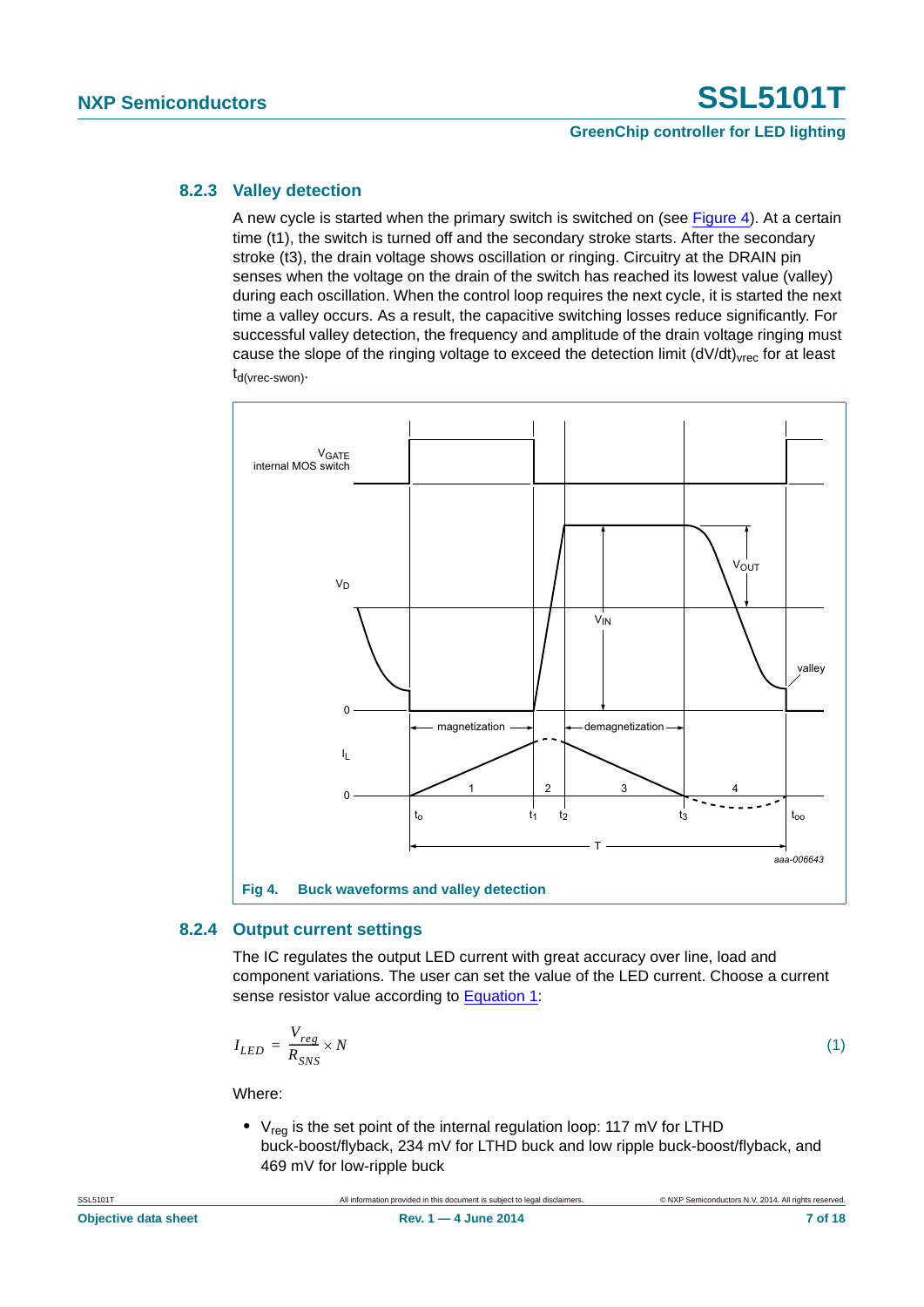### 8.2.3 Valley detection

A new cycle is started when the primary switch is switched on (see Figure 4). At a certain time (t1), the switch is turned off and the secondary stroke starts. After the secondary stroke (t3), the drain voltage shows oscillation or ringing. Circuitry at the DRAIN pin senses when the voltage on the drain of the switch has reached its lowest value (valley) during each oscillation. When the control loop requires the next cycle, it is started the next time a valley occurs. As a result, the capacitive switching losses reduce significantly. For successful valley detection, the frequency and amplitude of the drain voltage ringing must cause the slope of the ringing voltage to exceed the detection limit $(dV/dt)_{vrec}$ for at least $t_{d(vrec-swon)}$.

**Fig 4. Buck waveforms and valley detection**

### 8.2.4 Output current settings

The IC regulates the output LED current with great accuracy over line, load and component variations. The user can set the value of the LED current. Choose a current sense resistor value according to Equation 1:

$$I_{LED} = \frac{V_{reg}}{R_{SNS}} \times N \qquad (1)$$

Where:

- $V_{reg}$ is the set point of the internal regulation loop: 117 mV for LTHD buck-boost/flyback, 234 mV for LTHD buck and low ripple buck-boost/flyback, and 469 mV for low-ripple buck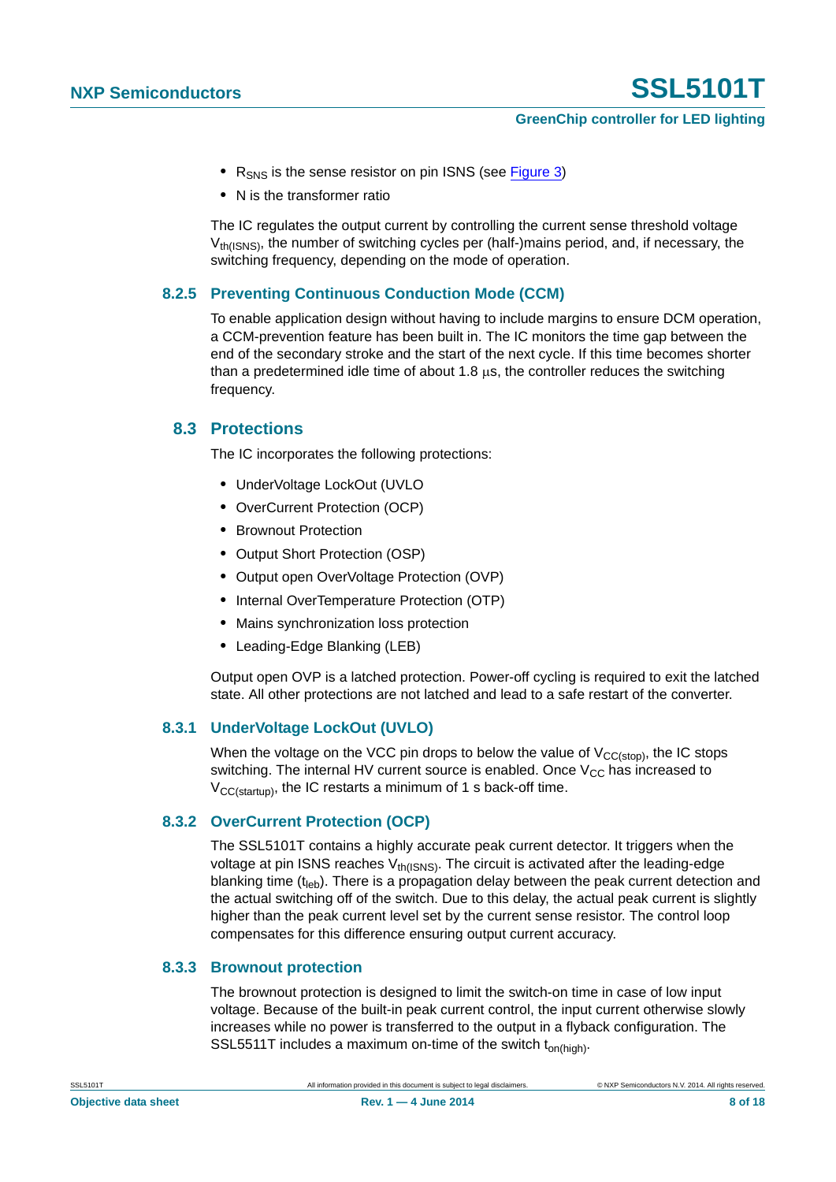- $R_{SNS}$ is the sense resistor on pin ISNS (see Figure 3)
- N is the transformer ratio

The IC regulates the output current by controlling the current sense threshold voltage $V_{th(ISNS)}$, the number of switching cycles per (half-)mains period, and, if necessary, the switching frequency, depending on the mode of operation.

### 8.2.5 Preventing Continuous Conduction Mode (CCM)

To enable application design without having to include margins to ensure DCM operation, a CCM-prevention feature has been built in. The IC monitors the time gap between the end of the secondary stroke and the start of the next cycle. If this time becomes shorter than a predetermined idle time of about 1.8 μs, the controller reduces the switching frequency.

## 8.3 Protections

The IC incorporates the following protections:

- UnderVoltage LockOut (UVLO
- OverCurrent Protection (OCP)
- Brownout Protection
- Output Short Protection (OSP)
- Output open OverVoltage Protection (OVP)
- Internal OverTemperature Protection (OTP)
- Mains synchronization loss protection
- Leading-Edge Blanking (LEB)

Output open OVP is a latched protection. Power-off cycling is required to exit the latched state. All other protections are not latched and lead to a safe restart of the converter.

### 8.3.1 UnderVoltage LockOut (UVLO)

When the voltage on the VCC pin drops to below the value of $V_{CC(stop)}$, the IC stops switching. The internal HV current source is enabled. Once $V_{CC}$ has increased to $V_{CC(startup)}$, the IC restarts a minimum of 1 s back-off time.

### 8.3.2 OverCurrent Protection (OCP)

The SSL5101T contains a highly accurate peak current detector. It triggers when the voltage at pin ISNS reaches $V_{th(ISNS)}$. The circuit is activated after the leading-edge blanking time ($t_{leb}$). There is a propagation delay between the peak current detection and the actual switching off of the switch. Due to this delay, the actual peak current is slightly higher than the peak current level set by the current sense resistor. The control loop compensates for this difference ensuring output current accuracy.

### 8.3.3 Brownout protection

The brownout protection is designed to limit the switch-on time in case of low input voltage. Because of the built-in peak current control, the input current otherwise slowly increases while no power is transferred to the output in a flyback configuration. The SSL5511T includes a maximum on-time of the switch $t_{on(high)}$.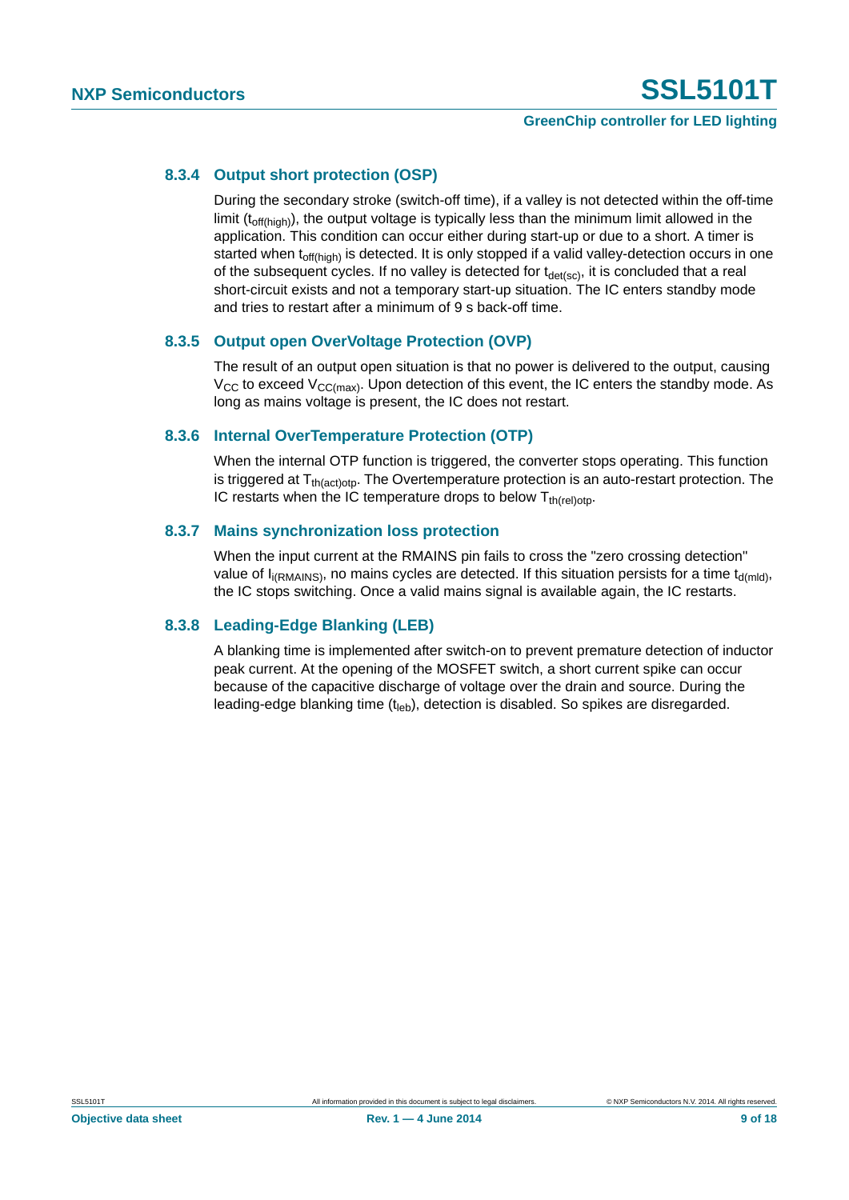### 8.3.4 Output short protection (OSP)

During the secondary stroke (switch-off time), if a valley is not detected within the off-time limit ($t_{off(high)}$), the output voltage is typically less than the minimum limit allowed in the application. This condition can occur either during start-up or due to a short. A timer is started when $t_{off(high)}$ is detected. It is only stopped if a valid valley-detection occurs in one of the subsequent cycles. If no valley is detected for $t_{det(sc)}$, it is concluded that a real short-circuit exists and not a temporary start-up situation. The IC enters standby mode and tries to restart after a minimum of 9 s back-off time.

### 8.3.5 Output open OverVoltage Protection (OVP)

The result of an output open situation is that no power is delivered to the output, causing $V_{CC}$ to exceed $V_{CC(max)}$. Upon detection of this event, the IC enters the standby mode. As long as mains voltage is present, the IC does not restart.

### 8.3.6 Internal OverTemperature Protection (OTP)

When the internal OTP function is triggered, the converter stops operating. This function is triggered at $T_{th(act)otp}$. The Overtemperature protection is an auto-restart protection. The IC restarts when the IC temperature drops to below $T_{th(rel)otp}$.

### 8.3.7 Mains synchronization loss protection

When the input current at the RMAINS pin fails to cross the "zero crossing detection" value of $I_{i(RMAINS)}$, no mains cycles are detected. If this situation persists for a time $t_{d(mld)}$, the IC stops switching. Once a valid mains signal is available again, the IC restarts.

### 8.3.8 Leading-Edge Blanking (LEB)

A blanking time is implemented after switch-on to prevent premature detection of inductor peak current. At the opening of the MOSFET switch, a short current spike can occur because of the capacitive discharge of voltage over the drain and source. During the leading-edge blanking time ($t_{leb}$), detection is disabled. So spikes are disregarded.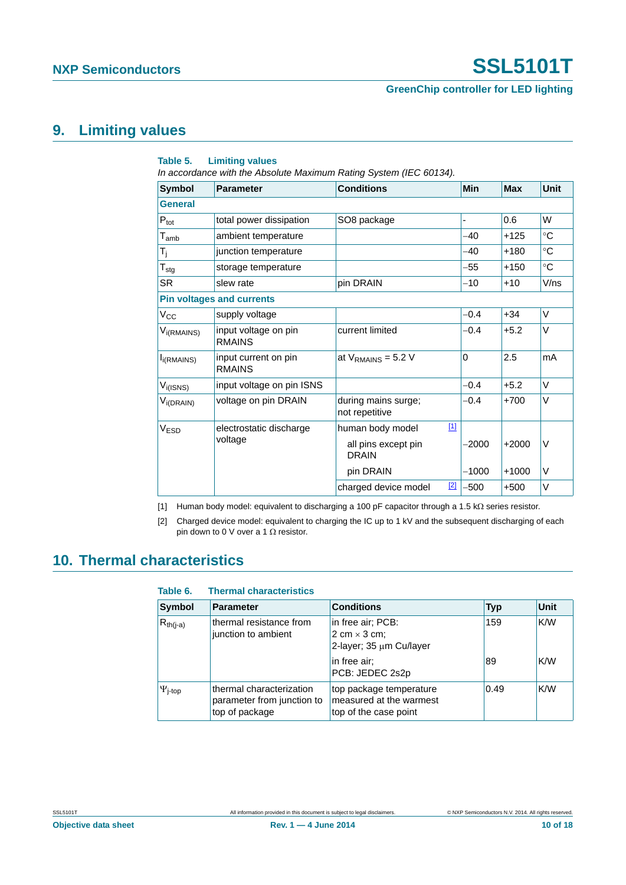## 9. Limiting values

**Table 5. Limiting values**

*In accordance with the Absolute Maximum Rating System (IEC 60134).*

| Symbol | Parameter | Conditions | Min | Max | Unit |
|---|---|---|---|---|---|
| **General** | | | | | |
| $P_{tot}$ | total power dissipation | SO8 package | - | 0.6 | W |
| $T_{amb}$ | ambient temperature | | −40 | +125 | °C |
| $T_j$ | junction temperature | | −40 | +180 | °C |
| $T_{stg}$ | storage temperature | | −55 | +150 | °C |
| SR | slew rate | pin DRAIN | −10 | +10 | V/ns |
| **Pin voltages and currents** | | | | | |
| $V_{CC}$ | supply voltage | | −0.4 | +34 | V |
| $V_{i(RMAINS)}$ | input voltage on pin RMAINS | current limited | −0.4 | +5.2 | V |
| $I_{i(RMAINS)}$ | input current on pin RMAINS | at $V_{RMAINS}$ = 5.2 V | 0 | 2.5 | mA |
| $V_{i(ISNS)}$ | input voltage on pin ISNS | | −0.4 | +5.2 | V |
| $V_{i(DRAIN)}$ | voltage on pin DRAIN | during mains surge; not repetitive | −0.4 | +700 | V |
| $V_{ESD}$ | electrostatic discharge voltage | human body model [1] | | | |
| | | all pins except pin DRAIN | −2000 | +2000 | V |
| | | pin DRAIN | −1000 | +1000 | V |
| | | charged device model [2] | −500 | +500 | V |

[1] Human body model: equivalent to discharging a 100 pF capacitor through a 1.5 kΩ series resistor.

[2] Charged device model: equivalent to charging the IC up to 1 kV and the subsequent discharging of each pin down to 0 V over a 1 Ω resistor.

## 10. Thermal characteristics

**Table 6. Thermal characteristics**

| Symbol | Parameter | Conditions | Typ | Unit |
|---|---|---|---|---|
| $R_{th(j-a)}$ | thermal resistance from junction to ambient | in free air; PCB: 2 cm × 3 cm; 2-layer; 35 μm Cu/layer | 159 | K/W |
| | | in free air; PCB: JEDEC 2s2p | 89 | K/W |
| $\Psi_{j-top}$ | thermal characterization parameter from junction to top of package | top package temperature measured at the warmest top of the case point | 0.49 | K/W |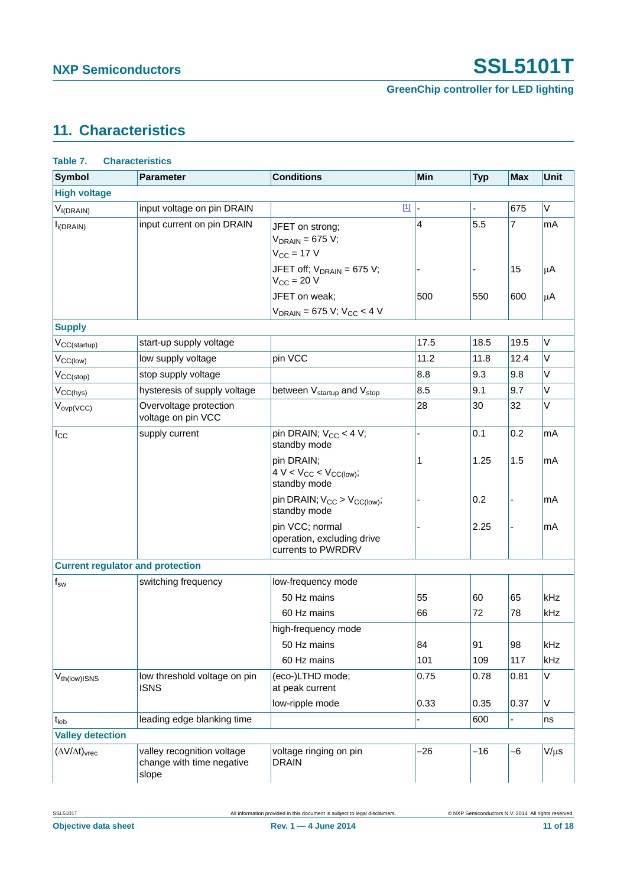## 11. Characteristics

**Table 7. Characteristics**

| Symbol | Parameter | Conditions | Min | Typ | Max | Unit |
|---|---|---|---|---|---|---|
| **High voltage** | | | | | | |
| $V_{I(DRAIN)}$ | input voltage on pin DRAIN | [1] | - | - | 675 | V |
| $I_{I(DRAIN)}$ | input current on pin DRAIN | JFET on strong; $V_{DRAIN}$ = 675 V; $V_{CC}$ = 17 V | 4 | 5.5 | 7 | mA |
| | | JFET off; $V_{DRAIN}$ = 675 V; $V_{CC}$ = 20 V | - | - | 15 | μA |
| | | JFET on weak; $V_{DRAIN}$ = 675 V; $V_{CC}$ < 4 V | 500 | 550 | 600 | μA |
| **Supply** | | | | | | |
| $V_{CC(startup)}$ | start-up supply voltage | | 17.5 | 18.5 | 19.5 | V |
| $V_{CC(low)}$ | low supply voltage | pin VCC | 11.2 | 11.8 | 12.4 | V |
| $V_{CC(stop)}$ | stop supply voltage | | 8.8 | 9.3 | 9.8 | V |
| $V_{CC(hys)}$ | hysteresis of supply voltage | between $V_{startup}$ and $V_{stop}$ | 8.5 | 9.1 | 9.7 | V |
| $V_{ovp(VCC)}$ | Overvoltage protection voltage on pin VCC | | 28 | 30 | 32 | V |
| $I_{CC}$ | supply current | pin DRAIN; $V_{CC}$ < 4 V; standby mode | - | 0.1 | 0.2 | mA |
| | | pin DRAIN; 4 V < $V_{CC}$ < $V_{CC(low)}$; standby mode | 1 | 1.25 | 1.5 | mA |
| | | pin DRAIN; $V_{CC}$ > $V_{CC(low)}$; standby mode | - | 0.2 | - | mA |
| | | pin VCC; normal operation, excluding drive currents to PWRDRV | - | 2.25 | - | mA |
| **Current regulator and protection** | | | | | | |
| $f_{sw}$ | switching frequency | low-frequency mode | | | | |
| | | 50 Hz mains | 55 | 60 | 65 | kHz |
| | | 60 Hz mains | 66 | 72 | 78 | kHz |
| | | high-frequency mode | | | | |
| | | 50 Hz mains | 84 | 91 | 98 | kHz |
| | | 60 Hz mains | 101 | 109 | 117 | kHz |
| $V_{th(low)ISNS}$ | low threshold voltage on pin ISNS | (eco-)LTHD mode; at peak current | 0.75 | 0.78 | 0.81 | V |
| | | low-ripple mode | 0.33 | 0.35 | 0.37 | V |
| $t_{leb}$ | leading edge blanking time | | - | 600 | - | ns |
| **Valley detection** | | | | | | |
| $(\Delta V/\Delta t)_{vrec}$ | valley recognition voltage change with negative slope | voltage ringing on pin DRAIN | −26 | −16 | −6 | V/μs |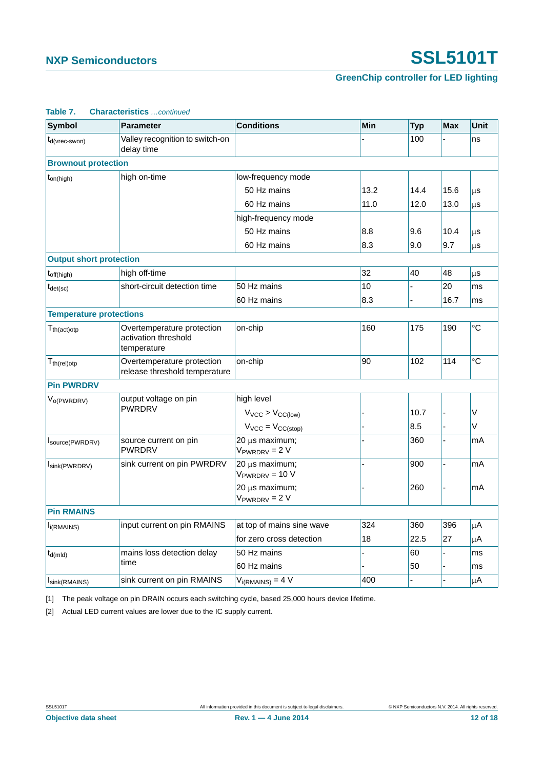**Table 7. Characteristics** *...continued*

| Symbol | Parameter | Conditions | Min | Typ | Max | Unit |
|---|---|---|---|---|---|---|
| $t_{d(vrec-swon)}$ | Valley recognition to switch-on delay time | | - | 100 | - | ns |
| **Brownout protection** | | | | | | |
| $t_{on(high)}$ | high on-time | low-frequency mode | | | | |
| | | 50 Hz mains | 13.2 | 14.4 | 15.6 | μs |
| | | 60 Hz mains | 11.0 | 12.0 | 13.0 | μs |
| | | high-frequency mode | | | | |
| | | 50 Hz mains | 8.8 | 9.6 | 10.4 | μs |
| | | 60 Hz mains | 8.3 | 9.0 | 9.7 | μs |
| **Output short protection** | | | | | | |
| $t_{off(high)}$ | high off-time | | 32 | 40 | 48 | μs |
| $t_{det(sc)}$ | short-circuit detection time | 50 Hz mains | 10 | - | 20 | ms |
| | | 60 Hz mains | 8.3 | - | 16.7 | ms |
| **Temperature protections** | | | | | | |
| $T_{th(act)otp}$ | Overtemperature protection activation threshold temperature | on-chip | 160 | 175 | 190 | °C |
| $T_{th(rel)otp}$ | Overtemperature protection release threshold temperature | on-chip | 90 | 102 | 114 | °C |
| **Pin PWRDRV** | | | | | | |
| $V_{o(PWRDRV)}$ | output voltage on pin PWRDRV | high level | | | | |
| | | $V_{VCC} > V_{CC(low)}$ | - | 10.7 | - | V |
| | | $V_{VCC} = V_{CC(stop)}$ | - | 8.5 | - | V |
| $I_{source(PWRDRV)}$ | source current on pin PWRDRV | 20 μs maximum; $V_{PWRDRV} = 2$ V | - | 360 | - | mA |
| $I_{sink(PWRDRV)}$ | sink current on pin PWRDRV | 20 μs maximum; $V_{PWRDRV} = 10$ V | - | 900 | - | mA |
| | | 20 μs maximum; $V_{PWRDRV} = 2$ V | - | 260 | - | mA |
| **Pin RMAINS** | | | | | | |
| $I_{i(RMAINS)}$ | input current on pin RMAINS | at top of mains sine wave | 324 | 360 | 396 | μA |
| | | for zero cross detection | 18 | 22.5 | 27 | μA |
| $t_{d(mld)}$ | mains loss detection delay time | 50 Hz mains | - | 60 | - | ms |
| | | 60 Hz mains | - | 50 | - | ms |
| $I_{sink(RMAINS)}$ | sink current on pin RMAINS | $V_{i(RMAINS)} = 4$ V | 400 | - | - | μA |

[1] The peak voltage on pin DRAIN occurs each switching cycle, based 25,000 hours device lifetime.

[2] Actual LED current values are lower due to the IC supply current.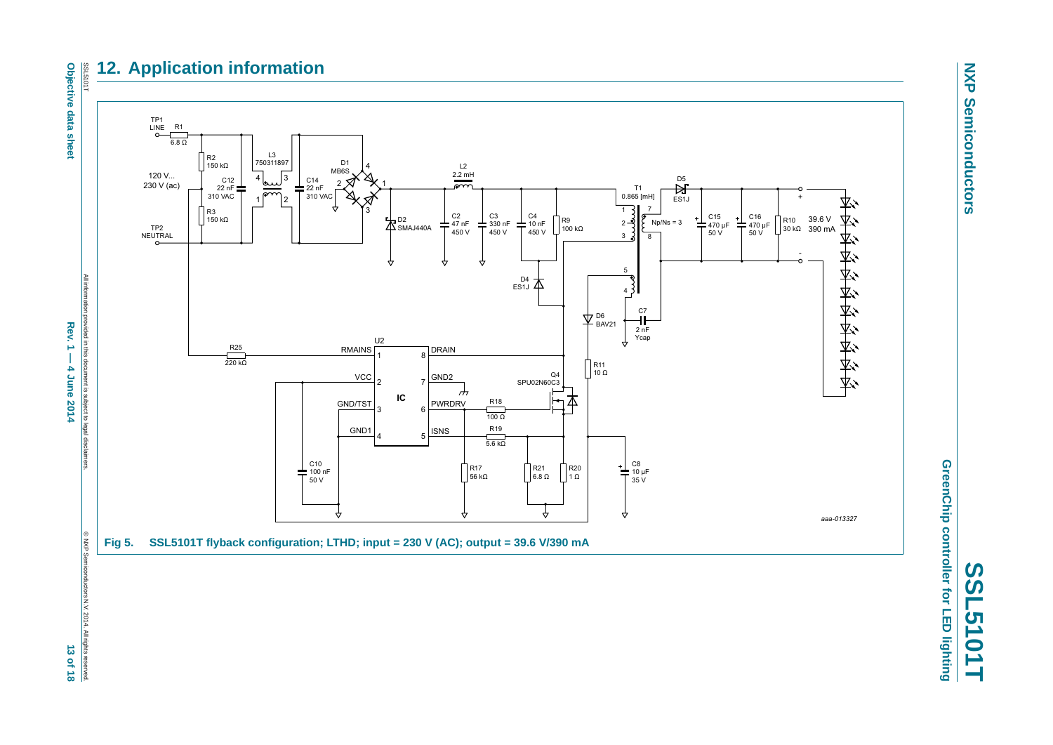## 12. Application information

Fig 5. SSL5101T flyback configuration; LTHD; input = 230 V (AC); output = 39.6 V/390 mA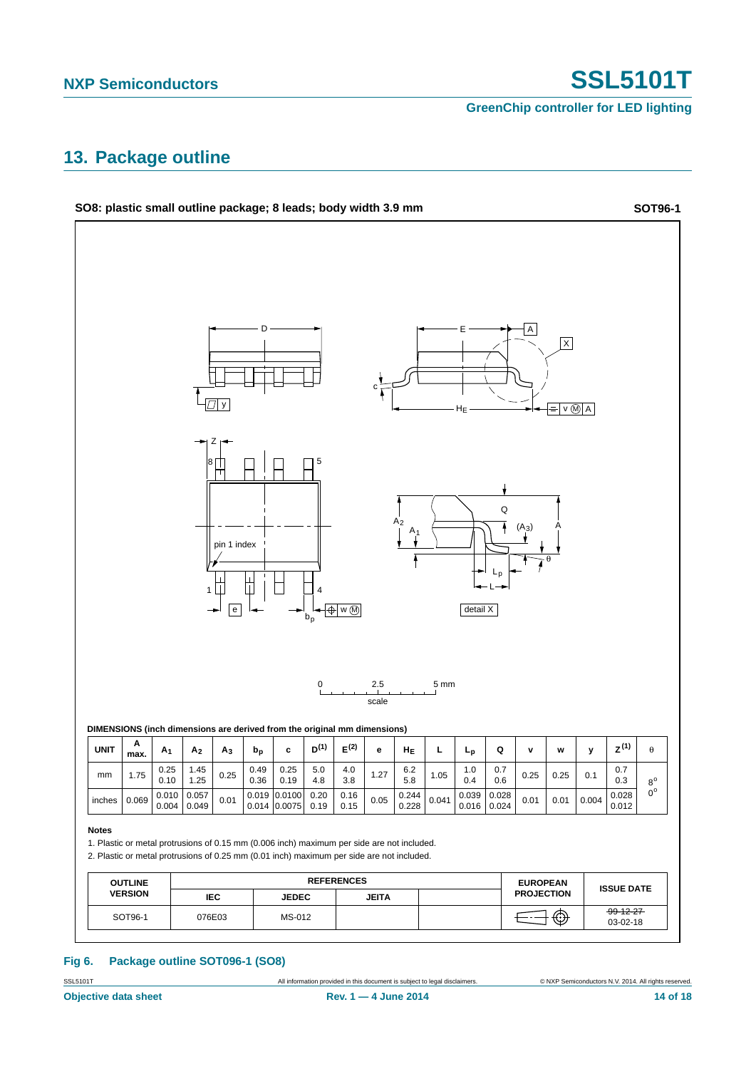## 13. Package outline

**SO8: plastic small outline package; 8 leads; body width 3.9 mm** **SOT96-1**

0 2.5 5 mm
scale

**DIMENSIONS (inch dimensions are derived from the original mm dimensions)**

| UNIT | A max. | $A_1$ | $A_2$ | $A_3$ | $b_p$ | c | D[(1)] | E[(2)] | e | $H_E$ | L | $L_p$ | Q | v | w | y | Z[(1)] | θ |
|---|---|---|---|---|---|---|---|---|---|---|---|---|---|---|---|---|---|---|
| mm | 1.75 | 0.25<br>0.10 | 1.45<br>1.25 | 0.25 | 0.49<br>0.36 | 0.25<br>0.19 | 5.0<br>4.8 | 4.0<br>3.8 | 1.27 | 6.2<br>5.8 | 1.05 | 1.0<br>0.4 | 0.7<br>0.6 | 0.25 | 0.25 | 0.1 | 0.7<br>0.3 | 8°<br>0° |
| inches | 0.069 | 0.010<br>0.004 | 0.057<br>0.049 | 0.01 | 0.019<br>0.014 | 0.0100<br>0.0075 | 0.20<br>0.19 | 0.16<br>0.15 | 0.05 | 0.244<br>0.228 | 0.041 | 0.039<br>0.016 | 0.028<br>0.024 | 0.01 | 0.01 | 0.004 | 0.028<br>0.012 | |

**Notes**

1. Plastic or metal protrusions of 0.15 mm (0.006 inch) maximum per side are not included.
2. Plastic or metal protrusions of 0.25 mm (0.01 inch) maximum per side are not included.

| OUTLINE VERSION | REFERENCES | | | | EUROPEAN PROJECTION | ISSUE DATE |
|---|---|---|---|---|---|---|
| | IEC | JEDEC | JEITA | | | |
| SOT96-1 | 076E03 | MS-012 | | | | ~~99-12-27~~<br>03-02-18 |

**Fig 6. Package outline SOT096-1 (SO8)**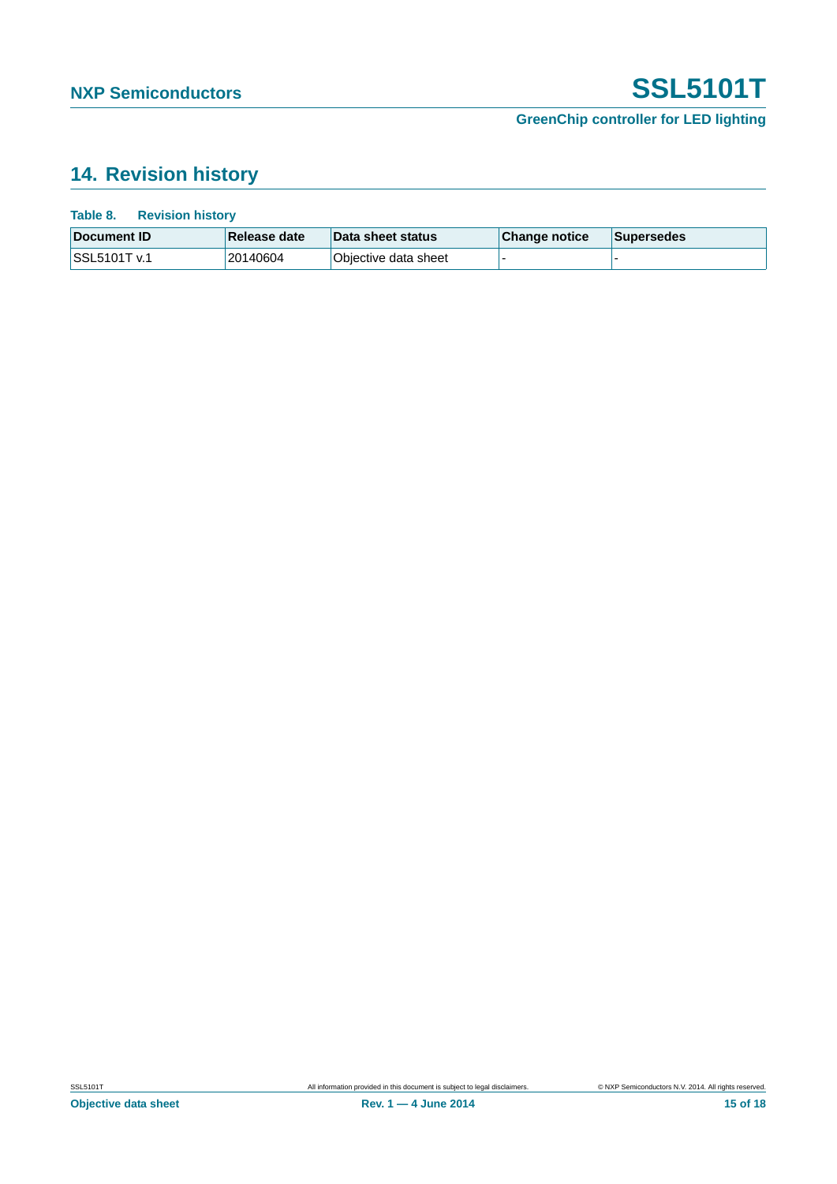## 14. Revision history

**Table 8. Revision history**

| Document ID | Release date | Data sheet status | Change notice | Supersedes |
|---|---|---|---|---|
| SSL5101T v.1 | 20140604 | Objective data sheet | - | - |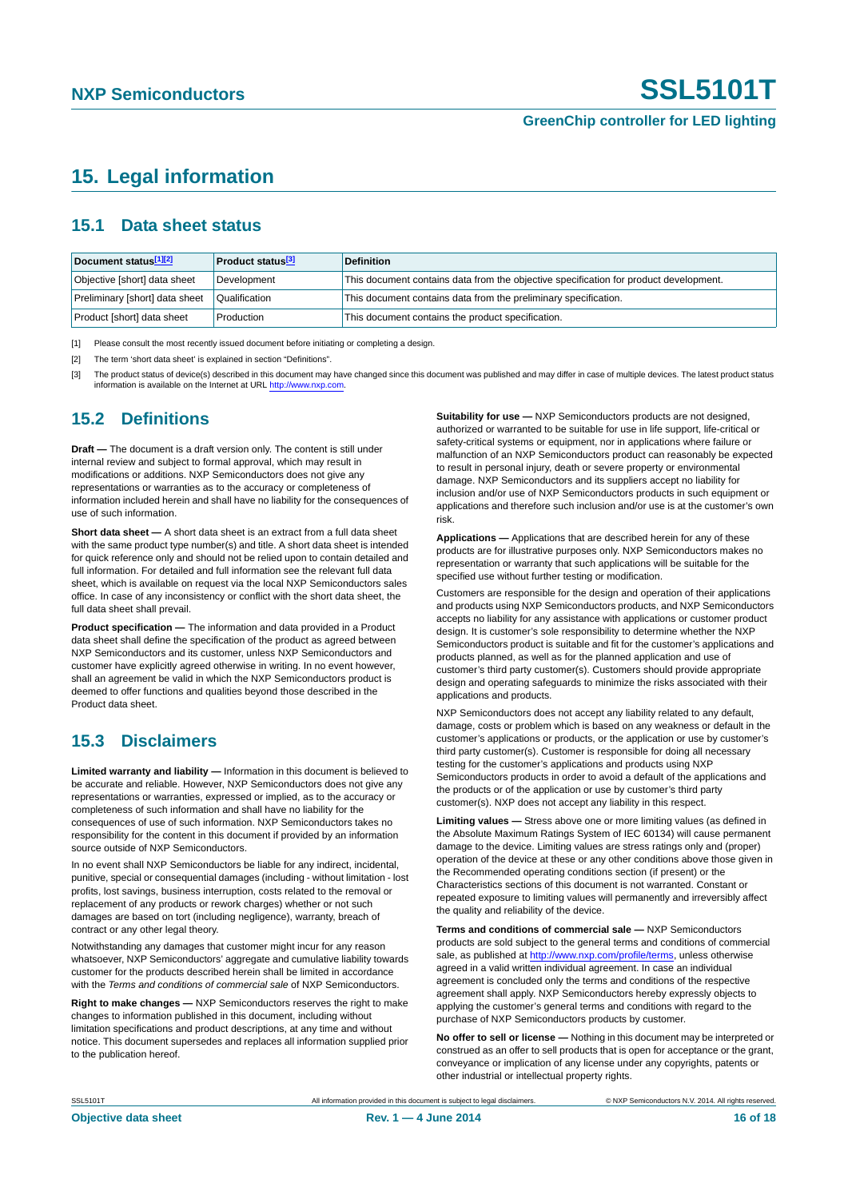# 15. Legal information

## 15.1 Data sheet status

| Document status[1][2] | Product status[3] | Definition |
|---|---|---|
| Objective [short] data sheet | Development | This document contains data from the objective specification for product development. |
| Preliminary [short] data sheet | Qualification | This document contains data from the preliminary specification. |
| Product [short] data sheet | Production | This document contains the product specification. |

[1] Please consult the most recently issued document before initiating or completing a design.

[2] The term 'short data sheet' is explained in section "Definitions".

[3] The product status of device(s) described in this document may have changed since this document was published and may differ in case of multiple devices. The latest product status information is available on the Internet at URL http://www.nxp.com.

## 15.2 Definitions

**Draft —** The document is a draft version only. The content is still under internal review and subject to formal approval, which may result in modifications or additions. NXP Semiconductors does not give any representations or warranties as to the accuracy or completeness of information included herein and shall have no liability for the consequences of use of such information.

**Short data sheet —** A short data sheet is an extract from a full data sheet with the same product type number(s) and title. A short data sheet is intended for quick reference only and should not be relied upon to contain detailed and full information. For detailed and full information see the relevant full data sheet, which is available on request via the local NXP Semiconductors sales office. In case of any inconsistency or conflict with the short data sheet, the full data sheet shall prevail.

**Product specification —** The information and data provided in a Product data sheet shall define the specification of the product as agreed between NXP Semiconductors and its customer, unless NXP Semiconductors and customer have explicitly agreed otherwise in writing. In no event however, shall an agreement be valid in which the NXP Semiconductors product is deemed to offer functions and qualities beyond those described in the Product data sheet.

## 15.3 Disclaimers

**Limited warranty and liability —** Information in this document is believed to be accurate and reliable. However, NXP Semiconductors does not give any representations or warranties, expressed or implied, as to the accuracy or completeness of such information and shall have no liability for the consequences of use of such information. NXP Semiconductors takes no responsibility for the content in this document if provided by an information source outside of NXP Semiconductors.

In no event shall NXP Semiconductors be liable for any indirect, incidental, punitive, special or consequential damages (including - without limitation - lost profits, lost savings, business interruption, costs related to the removal or replacement of any products or rework charges) whether or not such damages are based on tort (including negligence), warranty, breach of contract or any other legal theory.

Notwithstanding any damages that customer might incur for any reason whatsoever, NXP Semiconductors' aggregate and cumulative liability towards customer for the products described herein shall be limited in accordance with the *Terms and conditions of commercial sale* of NXP Semiconductors.

**Right to make changes —** NXP Semiconductors reserves the right to make changes to information published in this document, including without limitation specifications and product descriptions, at any time and without notice. This document supersedes and replaces all information supplied prior to the publication hereof.

**Suitability for use —** NXP Semiconductors products are not designed, authorized or warranted to be suitable for use in life support, life-critical or safety-critical systems or equipment, nor in applications where failure or malfunction of an NXP Semiconductors product can reasonably be expected to result in personal injury, death or severe property or environmental damage. NXP Semiconductors and its suppliers accept no liability for inclusion and/or use of NXP Semiconductors products in such equipment or applications and therefore such inclusion and/or use is at the customer's own risk.

**Applications —** Applications that are described herein for any of these products are for illustrative purposes only. NXP Semiconductors makes no representation or warranty that such applications will be suitable for the specified use without further testing or modification.

Customers are responsible for the design and operation of their applications and products using NXP Semiconductors products, and NXP Semiconductors accepts no liability for any assistance with applications or customer product design. It is customer's sole responsibility to determine whether the NXP Semiconductors product is suitable and fit for the customer's applications and products planned, as well as for the planned application and use of customer's third party customer(s). Customers should provide appropriate design and operating safeguards to minimize the risks associated with their applications and products.

NXP Semiconductors does not accept any liability related to any default, damage, costs or problem which is based on any weakness or default in the customer's applications or products, or the application or use by customer's third party customer(s). Customer is responsible for doing all necessary testing for the customer's applications and products using NXP Semiconductors products in order to avoid a default of the applications and the products or of the application or use by customer's third party customer(s). NXP does not accept any liability in this respect.

**Limiting values —** Stress above one or more limiting values (as defined in the Absolute Maximum Ratings System of IEC 60134) will cause permanent damage to the device. Limiting values are stress ratings only and (proper) operation of the device at these or any other conditions above those given in the Recommended operating conditions section (if present) or the Characteristics sections of this document is not warranted. Constant or repeated exposure to limiting values will permanently and irreversibly affect the quality and reliability of the device.

**Terms and conditions of commercial sale —** NXP Semiconductors products are sold subject to the general terms and conditions of commercial sale, as published at http://www.nxp.com/profile/terms, unless otherwise agreed in a valid written individual agreement. In case an individual agreement is concluded only the terms and conditions of the respective agreement shall apply. NXP Semiconductors hereby expressly objects to applying the customer's general terms and conditions with regard to the purchase of NXP Semiconductors products by customer.

**No offer to sell or license —** Nothing in this document may be interpreted or construed as an offer to sell products that is open for acceptance or the grant, conveyance or implication of any license under any copyrights, patents or other industrial or intellectual property rights.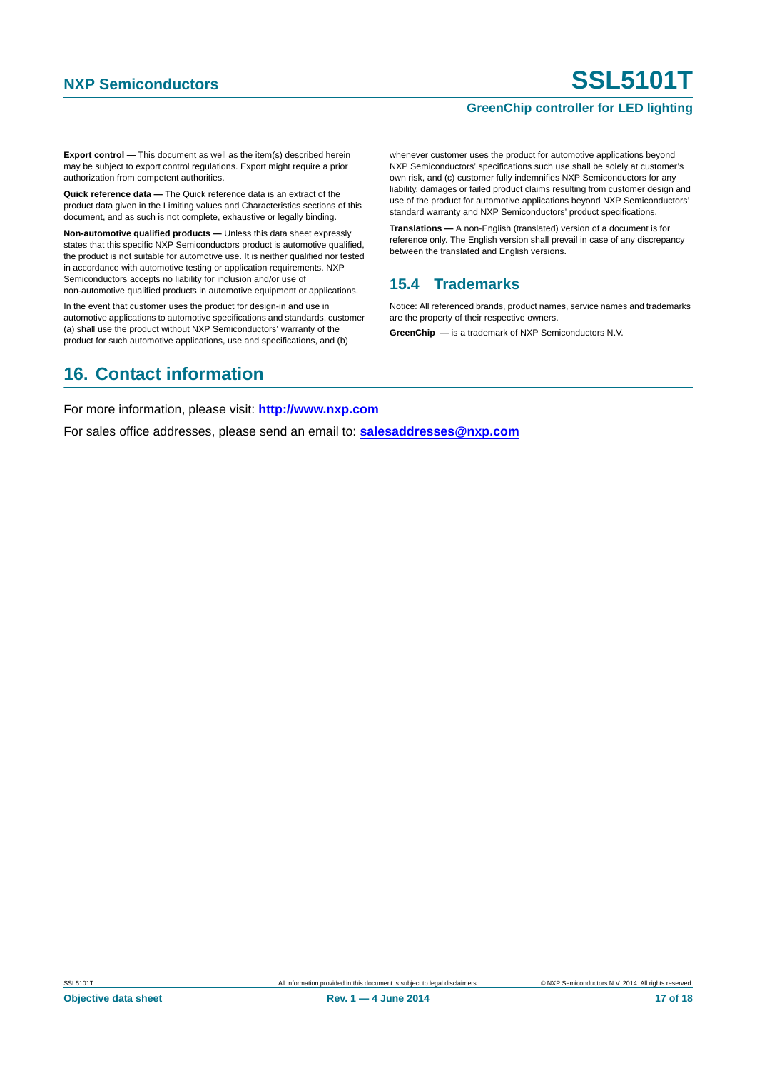**Export control —** This document as well as the item(s) described herein may be subject to export control regulations. Export might require a prior authorization from competent authorities.

**Quick reference data —** The Quick reference data is an extract of the product data given in the Limiting values and Characteristics sections of this document, and as such is not complete, exhaustive or legally binding.

**Non-automotive qualified products —** Unless this data sheet expressly states that this specific NXP Semiconductors product is automotive qualified, the product is not suitable for automotive use. It is neither qualified nor tested in accordance with automotive testing or application requirements. NXP Semiconductors accepts no liability for inclusion and/or use of non-automotive qualified products in automotive equipment or applications.

In the event that customer uses the product for design-in and use in automotive applications to automotive specifications and standards, customer (a) shall use the product without NXP Semiconductors' warranty of the product for such automotive applications, use and specifications, and (b) whenever customer uses the product for automotive applications beyond NXP Semiconductors' specifications such use shall be solely at customer's own risk, and (c) customer fully indemnifies NXP Semiconductors for any liability, damages or failed product claims resulting from customer design and use of the product for automotive applications beyond NXP Semiconductors' standard warranty and NXP Semiconductors' product specifications.

**Translations —** A non-English (translated) version of a document is for reference only. The English version shall prevail in case of any discrepancy between the translated and English versions.

### 15.4 Trademarks

Notice: All referenced brands, product names, service names and trademarks are the property of their respective owners.

**GreenChip —** is a trademark of NXP Semiconductors N.V.

## 16. Contact information

For more information, please visit: **http://www.nxp.com**

For sales office addresses, please send an email to: **salesaddresses@nxp.com**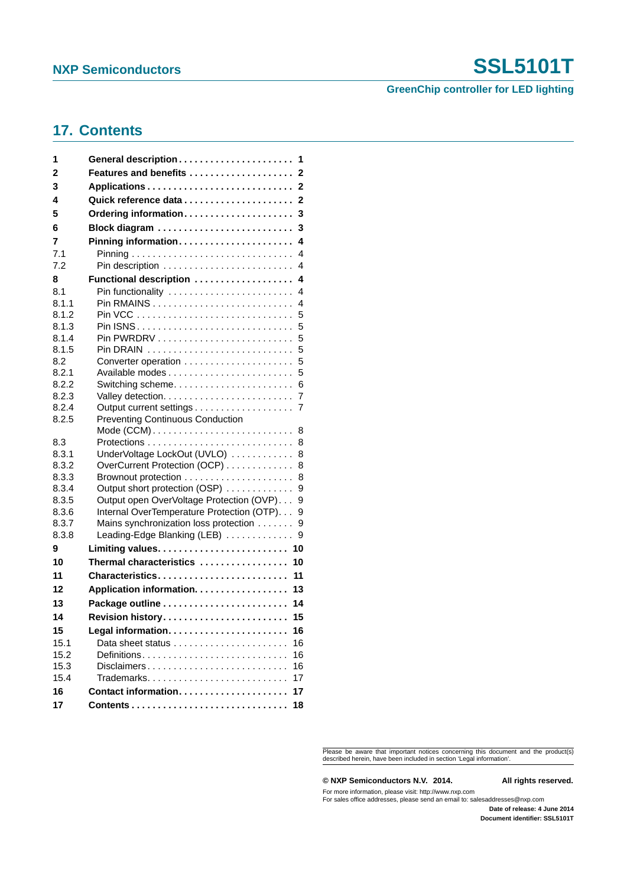## 17. Contents

| | | |
|---|---|---|
| **1** | **General description** | **1** |
| **2** | **Features and benefits** | **2** |
| **3** | **Applications** | **2** |
| **4** | **Quick reference data** | **2** |
| **5** | **Ordering information** | **3** |
| **6** | **Block diagram** | **3** |
| **7** | **Pinning information** | **4** |
| 7.1 | Pinning | 4 |
| 7.2 | Pin description | 4 |
| **8** | **Functional description** | **4** |
| 8.1 | Pin functionality | 4 |
| 8.1.1 | Pin RMAINS | 4 |
| 8.1.2 | Pin VCC | 5 |
| 8.1.3 | Pin ISNS | 5 |
| 8.1.4 | Pin PWRDRV | 5 |
| 8.1.5 | Pin DRAIN | 5 |
| 8.2 | Converter operation | 5 |
| 8.2.1 | Available modes | 5 |
| 8.2.2 | Switching scheme | 6 |
| 8.2.3 | Valley detection | 7 |
| 8.2.4 | Output current settings | 7 |
| 8.2.5 | Preventing Continuous Conduction Mode (CCM) | 8 |
| 8.3 | Protections | 8 |
| 8.3.1 | UnderVoltage LockOut (UVLO) | 8 |
| 8.3.2 | OverCurrent Protection (OCP) | 8 |
| 8.3.3 | Brownout protection | 8 |
| 8.3.4 | Output short protection (OSP) | 9 |
| 8.3.5 | Output open OverVoltage Protection (OVP) | 9 |
| 8.3.6 | Internal OverTemperature Protection (OTP) | 9 |
| 8.3.7 | Mains synchronization loss protection | 9 |
| 8.3.8 | Leading-Edge Blanking (LEB) | 9 |
| **9** | **Limiting values** | **10** |
| **10** | **Thermal characteristics** | **10** |
| **11** | **Characteristics** | **11** |
| **12** | **Application information** | **13** |
| **13** | **Package outline** | **14** |
| **14** | **Revision history** | **15** |
| **15** | **Legal information** | **16** |
| 15.1 | Data sheet status | 16 |
| 15.2 | Definitions | 16 |
| 15.3 | Disclaimers | 16 |
| 15.4 | Trademarks | 17 |
| **16** | **Contact information** | **17** |
| **17** | **Contents** | **18** |

Please be aware that important notices concerning this document and the product(s) described herein, have been included in section 'Legal information'.

**© NXP Semiconductors N.V. 2014. All rights reserved.**

For more information, please visit: http://www.nxp.com
For sales office addresses, please send an email to: salesaddresses@nxp.com

**Date of release: 4 June 2014**
**Document identifier: SSL5101T**